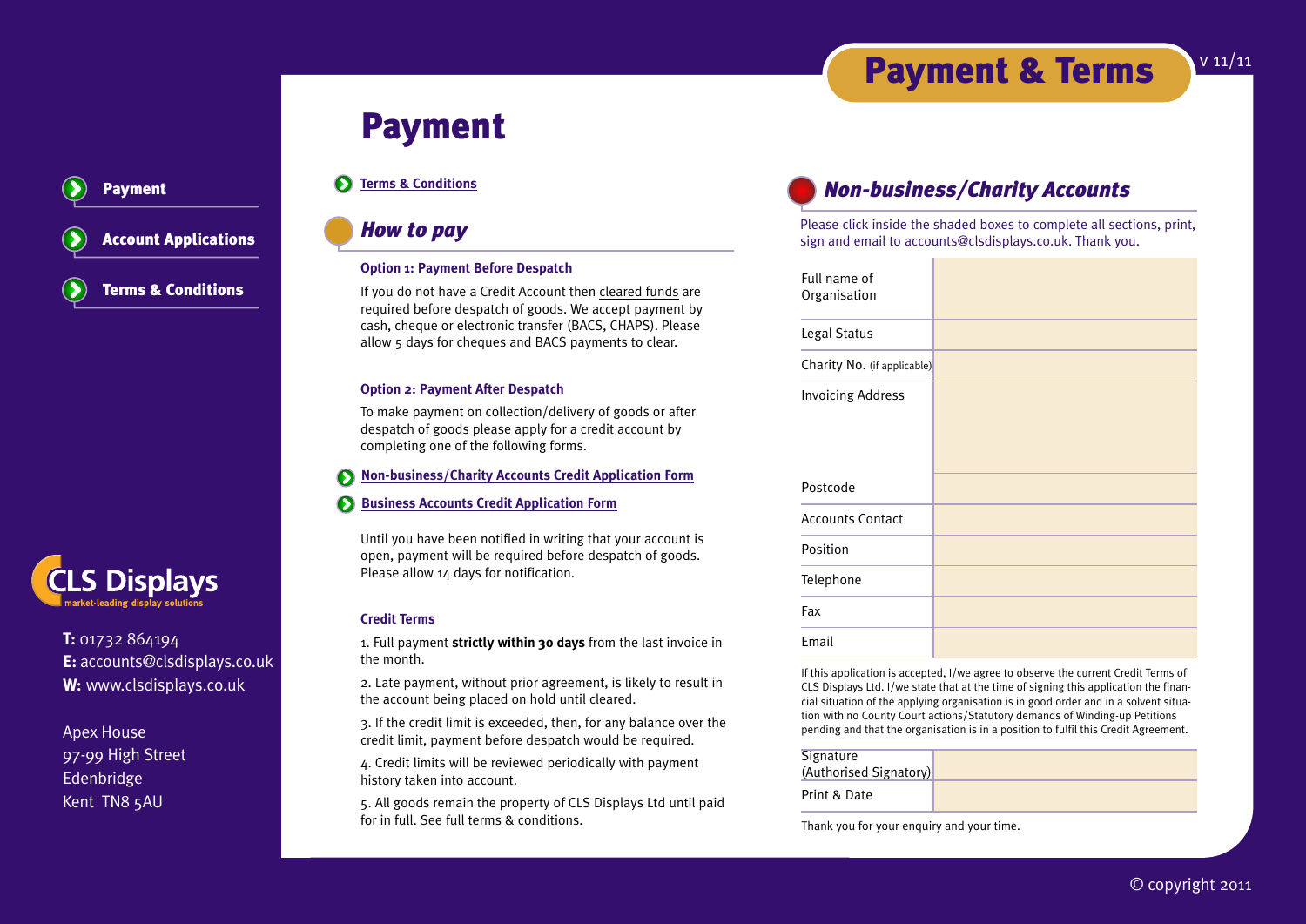# Payment & Terms

V 11/11

- Payment
- Account Applications
- Terms & Conditions

CLS Displays
market-leading display solutions

**T:** 01732 864194
**E:** accounts@clsdisplays.co.uk
**W:** www.clsdisplays.co.uk

Apex House
97-99 High Street
Edenbridge
Kent TN8 5AU

## Payment

Terms & Conditions

### *How to pay*

**Option 1: Payment Before Despatch**

If you do not have a Credit Account then cleared funds are required before despatch of goods. We accept payment by cash, cheque or electronic transfer (BACS, CHAPS). Please allow 5 days for cheques and BACS payments to clear.

**Option 2: Payment After Despatch**

To make payment on collection/delivery of goods or after despatch of goods please apply for a credit account by completing one of the following forms.

- Non-business/Charity Accounts Credit Application Form
- Business Accounts Credit Application Form

Until you have been notified in writing that your account is open, payment will be required before despatch of goods. Please allow 14 days for notification.

**Credit Terms**

1. Full payment **strictly within 30 days** from the last invoice in the month.
2. Late payment, without prior agreement, is likely to result in the account being placed on hold until cleared.
3. If the credit limit is exceeded, then, for any balance over the credit limit, payment before despatch would be required.
4. Credit limits will be reviewed periodically with payment history taken into account.
5. All goods remain the property of CLS Displays Ltd until paid for in full. See full terms & conditions.

### *Non-business/Charity Accounts*

Please click inside the shaded boxes to complete all sections, print, sign and email to accounts@clsdisplays.co.uk. Thank you.

| | |
|---|---|
| Full name of Organisation | |
| Legal Status | |
| Charity No. (if applicable) | |
| Invoicing Address | |
| Postcode | |
| Accounts Contact | |
| Position | |
| Telephone | |
| Fax | |
| Email | |

If this application is accepted, I/we agree to observe the current Credit Terms of CLS Displays Ltd. I/we state that at the time of signing this application the financial situation of the applying organisation is in good order and in a solvent situation with no County Court actions/Statutory demands of Winding-up Petitions pending and that the organisation is in a position to fulfil this Credit Agreement.

| | |
|---|---|
| Signature (Authorised Signatory) | |
| Print & Date | |

Thank you for your enquiry and your time.

© copyright 2011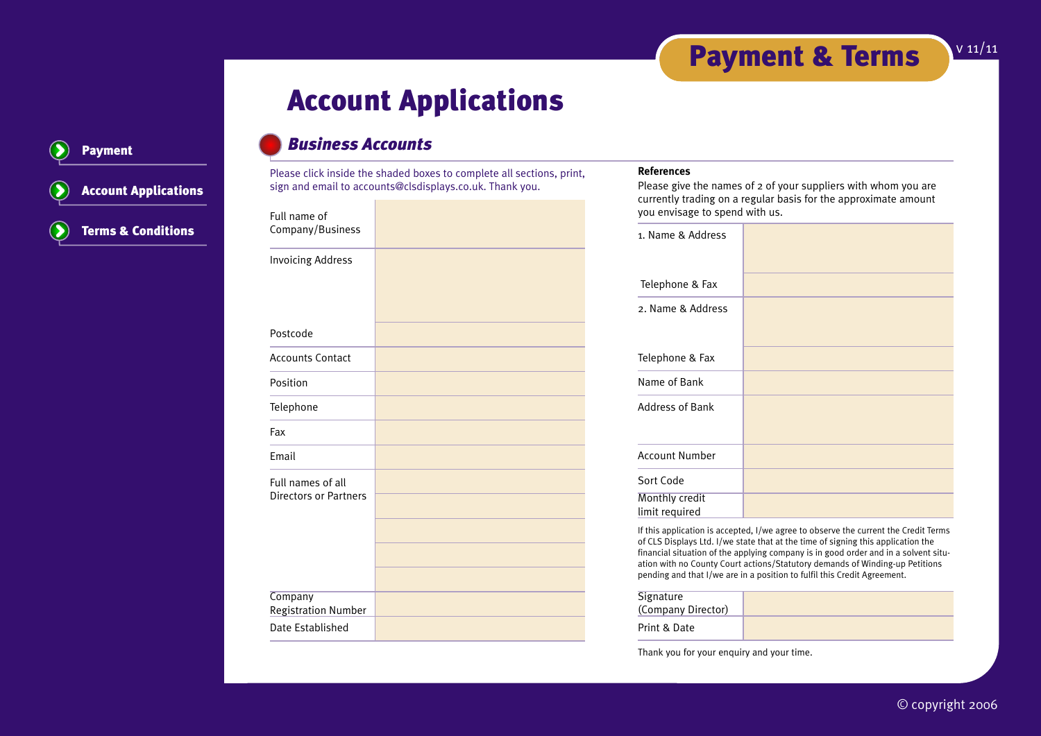# Payment & Terms

V 11/11

- Payment
- Account Applications
- Terms & Conditions

# Account Applications

## *Business Accounts*

Please click inside the shaded boxes to complete all sections, print, sign and email to accounts@clsdisplays.co.uk. Thank you.

| | |
|---|---|
| Full name of Company/Business | |
| Invoicing Address | |
| Postcode | |
| Accounts Contact | |
| Position | |
| Telephone | |
| Fax | |
| Email | |
| Full names of all Directors or Partners | |
| | |
| | |
| | |
| | |
| Company Registration Number | |
| Date Established | |

**References**

Please give the names of 2 of your suppliers with whom you are currently trading on a regular basis for the approximate amount you envisage to spend with us.

| | |
|---|---|
| 1. Name & Address | |
| Telephone & Fax | |
| 2. Name & Address | |
| Telephone & Fax | |
| Name of Bank | |
| Address of Bank | |
| Account Number | |
| Sort Code | |
| Monthly credit limit required | |

If this application is accepted, I/we agree to observe the current the Credit Terms of CLS Displays Ltd. I/we state that at the time of signing this application the financial situation of the applying company is in good order and in a solvent situation with no County Court actions/Statutory demands of Winding-up Petitions pending and that I/we are in a position to fulfil this Credit Agreement.

| | |
|---|---|
| Signature (Company Director) | |
| Print & Date | |

Thank you for your enquiry and your time.

© copyright 2006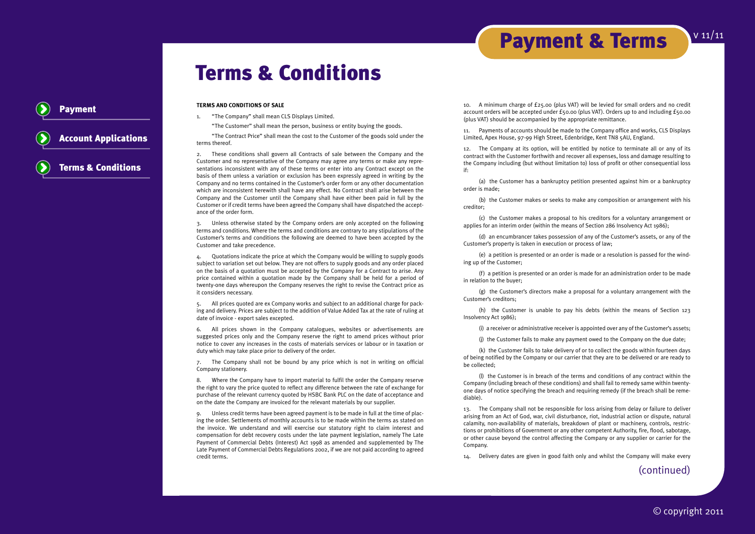# Terms & Conditions

**TERMS AND CONDITIONS OF SALE**

1. "The Company" shall mean CLS Displays Limited.

   "The Customer" shall mean the person, business or entity buying the goods.

   "The Contract Price" shall mean the cost to the Customer of the goods sold under the terms thereof.

2. These conditions shall govern all Contracts of sale between the Company and the Customer and no representative of the Company may agree any terms or make any representations inconsistent with any of these terms or enter into any Contract except on the basis of them unless a variation or exclusion has been expressly agreed in writing by the Company and no terms contained in the Customer's order form or any other documentation which are inconsistent herewith shall have any effect. No Contract shall arise between the Company and the Customer until the Company shall have either been paid in full by the Customer or if credit terms have been agreed the Company shall have dispatched the acceptance of the order form.

3. Unless otherwise stated by the Company orders are only accepted on the following terms and conditions. Where the terms and conditions are contrary to any stipulations of the Customer's terms and conditions the following are deemed to have been accepted by the Customer and take precedence.

4. Quotations indicate the price at which the Company would be willing to supply goods subject to variation set out below. They are not offers to supply goods and any order placed on the basis of a quotation must be accepted by the Company for a Contract to arise. Any price contained within a quotation made by the Company shall be held for a period of twenty-one days whereupon the Company reserves the right to revise the Contract price as it considers necessary.

5. All prices quoted are ex Company works and subject to an additional charge for packing and delivery. Prices are subject to the addition of Value Added Tax at the rate of ruling at date of invoice - export sales excepted.

6. All prices shown in the Company catalogues, websites or advertisements are suggested prices only and the Company reserve the right to amend prices without prior notice to cover any increases in the costs of materials services or labour or in taxation or duty which may take place prior to delivery of the order.

7. The Company shall not be bound by any price which is not in writing on official Company stationery.

8. Where the Company have to import material to fulfil the order the Company reserve the right to vary the price quoted to reflect any difference between the rate of exchange for purchase of the relevant currency quoted by HSBC Bank PLC on the date of acceptance and on the date the Company are invoiced for the relevant materials by our supplier.

9. Unless credit terms have been agreed payment is to be made in full at the time of placing the order. Settlements of monthly accounts is to be made within the terms as stated on the invoice. We understand and will exercise our statutory right to claim interest and compensation for debt recovery costs under the late payment legislation, namely The Late Payment of Commercial Debts (Interest) Act 1998 as amended and supplemented by The Late Payment of Commercial Debts Regulations 2002, if we are not paid according to agreed credit terms.

10. A minimum charge of £25.00 (plus VAT) will be levied for small orders and no credit account orders will be accepted under £50.00 (plus VAT). Orders up to and including £50.00 (plus VAT) should be accompanied by the appropriate remittance.

11. Payments of accounts should be made to the Company office and works, CLS Displays Limited, Apex House, 97-99 High Street, Edenbridge, Kent TN8 5AU, England.

12. The Company at its option, will be entitled by notice to terminate all or any of its contract with the Customer forthwith and recover all expenses, loss and damage resulting to the Company including (but without limitation to) loss of profit or other consequential loss if:

   (a) the Customer has a bankruptcy petition presented against him or a bankruptcy order is made;

   (b) the Customer makes or seeks to make any composition or arrangement with his creditor;

   (c) the Customer makes a proposal to his creditors for a voluntary arrangement or applies for an interim order (within the means of Section 286 Insolvency Act 1986);

   (d) an encumbrancer takes possession of any of the Customer's assets, or any of the Customer's property is taken in execution or process of law;

   (e) a petition is presented or an order is made or a resolution is passed for the winding up of the Customer;

   (f) a petition is presented or an order is made for an administration order to be made in relation to the buyer;

   (g) the Customer's directors make a proposal for a voluntary arrangement with the Customer's creditors;

   (h) the Customer is unable to pay his debts (within the means of Section 123 Insolvency Act 1986);

   (i) a receiver or administrative receiver is appointed over any of the Customer's assets;

   (j) the Customer fails to make any payment owed to the Company on the due date;

   (k) the Customer fails to take delivery of or to collect the goods within fourteen days of being notified by the Company or our carrier that they are to be delivered or are ready to be collected;

   (l) the Customer is in breach of the terms and conditions of any contract within the Company (including breach of these conditions) and shall fail to remedy same within twenty-one days of notice specifying the breach and requiring remedy (if the breach shall be remediable).

13. The Company shall not be responsible for loss arising from delay or failure to deliver arising from an Act of God, war, civil disturbance, riot, industrial action or dispute, natural calamity, non-availability of materials, breakdown of plant or machinery, controls, restrictions or prohibitions of Government or any other competent Authority, fire, flood, sabotage, or other cause beyond the control affecting the Company or any supplier or carrier for the Company.

14. Delivery dates are given in good faith only and whilst the Company will make every

(continued)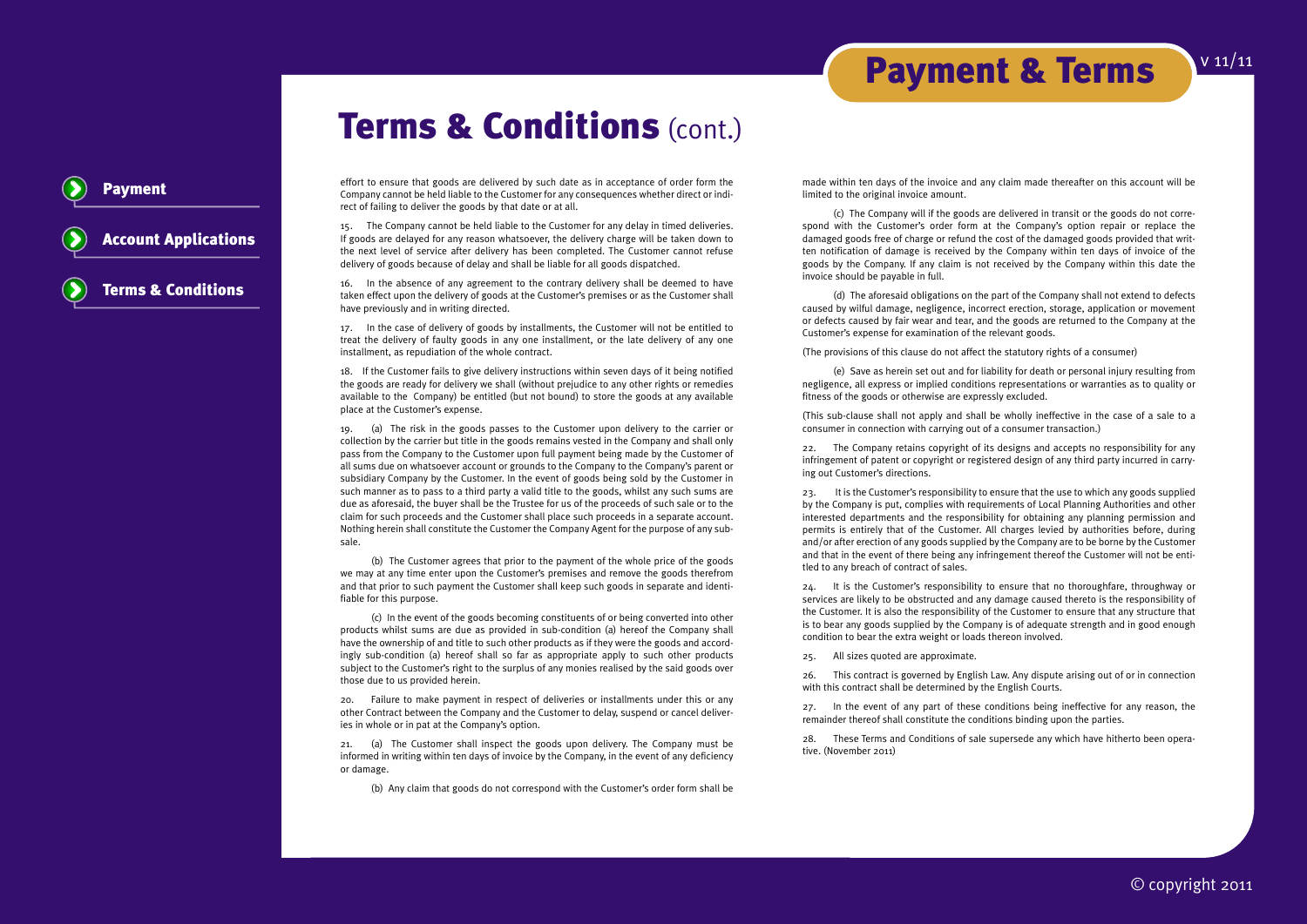# Terms & Conditions (cont.)

effort to ensure that goods are delivered by such date as in acceptance of order form the Company cannot be held liable to the Customer for any consequences whether direct or indirect of failing to deliver the goods by that date or at all.

15. The Company cannot be held liable to the Customer for any delay in timed deliveries. If goods are delayed for any reason whatsoever, the delivery charge will be taken down to the next level of service after delivery has been completed. The Customer cannot refuse delivery of goods because of delay and shall be liable for all goods dispatched.

16. In the absence of any agreement to the contrary delivery shall be deemed to have taken effect upon the delivery of goods at the Customer's premises or as the Customer shall have previously and in writing directed.

17. In the case of delivery of goods by installments, the Customer will not be entitled to treat the delivery of faulty goods in any one installment, or the late delivery of any one installment, as repudiation of the whole contract.

18. If the Customer fails to give delivery instructions within seven days of it being notified the goods are ready for delivery we shall (without prejudice to any other rights or remedies available to the Company) be entitled (but not bound) to store the goods at any available place at the Customer's expense.

19. (a) The risk in the goods passes to the Customer upon delivery to the carrier or collection by the carrier but title in the goods remains vested in the Company and shall only pass from the Company to the Customer upon full payment being made by the Customer of all sums due on whatsoever account or grounds to the Company to the Company's parent or subsidiary Company by the Customer. In the event of goods being sold by the Customer in such manner as to pass to a third party a valid title to the goods, whilst any such sums are due as aforesaid, the buyer shall be the Trustee for us of the proceeds of such sale or to the claim for such proceeds and the Customer shall place such proceeds in a separate account. Nothing herein shall constitute the Customer the Company Agent for the purpose of any sub-sale.

(b) The Customer agrees that prior to the payment of the whole price of the goods we may at any time enter upon the Customer's premises and remove the goods therefrom and that prior to such payment the Customer shall keep such goods in separate and identifiable for this purpose.

(c) In the event of the goods becoming constituents of or being converted into other products whilst sums are due as provided in sub-condition (a) hereof the Company shall have the ownership of and title to such other products as if they were the goods and accordingly sub-condition (a) hereof shall so far as appropriate apply to such other products subject to the Customer's right to the surplus of any monies realised by the said goods over those due to us provided herein.

20. Failure to make payment in respect of deliveries or installments under this or any other Contract between the Company and the Customer to delay, suspend or cancel deliveries in whole or in pat at the Company's option.

21. (a) The Customer shall inspect the goods upon delivery. The Company must be informed in writing within ten days of invoice by the Company, in the event of any deficiency or damage.

(b) Any claim that goods do not correspond with the Customer's order form shall be made within ten days of the invoice and any claim made thereafter on this account will be limited to the original invoice amount.

(c) The Company will if the goods are delivered in transit or the goods do not correspond with the Customer's order form at the Company's option repair or replace the damaged goods free of charge or refund the cost of the damaged goods provided that written notification of damage is received by the Company within ten days of invoice of the goods by the Company. If any claim is not received by the Company within this date the invoice should be payable in full.

(d) The aforesaid obligations on the part of the Company shall not extend to defects caused by wilful damage, negligence, incorrect erection, storage, application or movement or defects caused by fair wear and tear, and the goods are returned to the Company at the Customer's expense for examination of the relevant goods.

(The provisions of this clause do not affect the statutory rights of a consumer)

(e) Save as herein set out and for liability for death or personal injury resulting from negligence, all express or implied conditions representations or warranties as to quality or fitness of the goods or otherwise are expressly excluded.

(This sub-clause shall not apply and shall be wholly ineffective in the case of a sale to a consumer in connection with carrying out of a consumer transaction.)

22. The Company retains copyright of its designs and accepts no responsibility for any infringement of patent or copyright or registered design of any third party incurred in carrying out Customer's directions.

23. It is the Customer's responsibility to ensure that the use to which any goods supplied by the Company is put, complies with requirements of Local Planning Authorities and other interested departments and the responsibility for obtaining any planning permission and permits is entirely that of the Customer. All charges levied by authorities before, during and/or after erection of any goods supplied by the Company are to be borne by the Customer and that in the event of there being any infringement thereof the Customer will not be entitled to any breach of contract of sales.

24. It is the Customer's responsibility to ensure that no thoroughfare, throughway or services are likely to be obstructed and any damage caused thereto is the responsibility of the Customer. It is also the responsibility of the Customer to ensure that any structure that is to bear any goods supplied by the Company is of adequate strength and in good enough condition to bear the extra weight or loads thereon involved.

25. All sizes quoted are approximate.

26. This contract is governed by English Law. Any dispute arising out of or in connection with this contract shall be determined by the English Courts.

27. In the event of any part of these conditions being ineffective for any reason, the remainder thereof shall constitute the conditions binding upon the parties.

28. These Terms and Conditions of sale supersede any which have hitherto been operative. (November 2011)